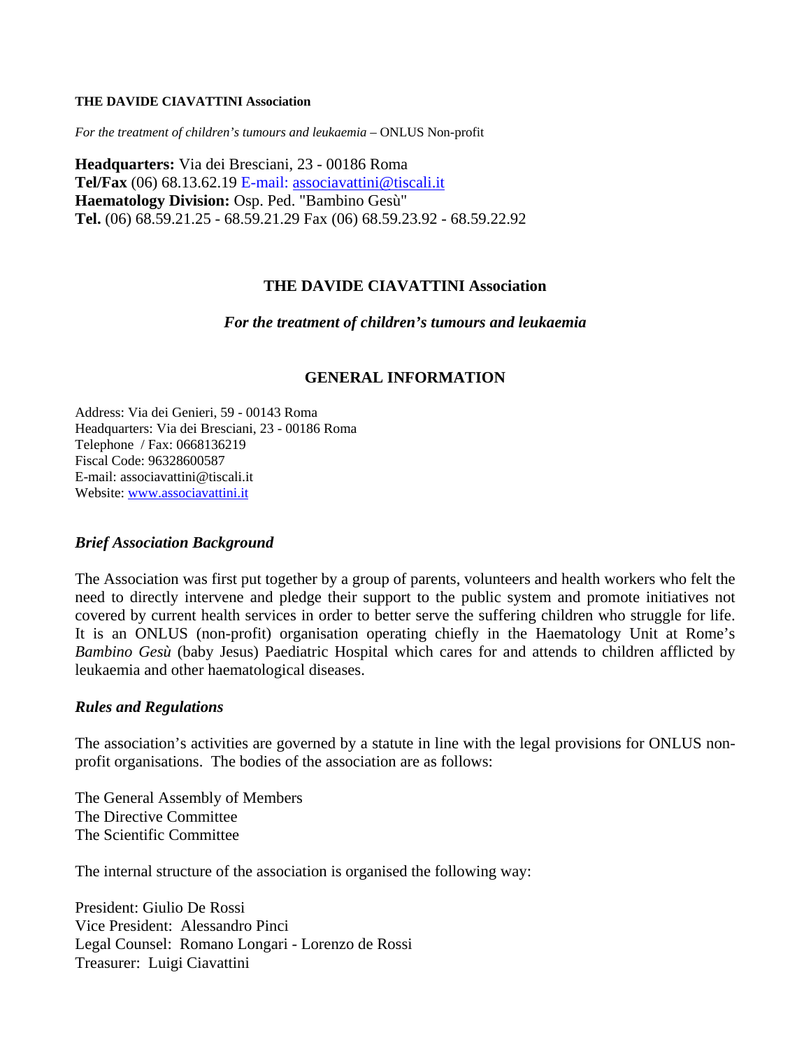**THE DAVIDE CIAVATTINI Association**

*For the treatment of children's tumours and leukaemia* – ONLUS Non-profit

**Headquarters:** Via dei Bresciani, 23 - 00186 Roma
**Tel/Fax** (06) 68.13.62.19 E-mail: associavattini@tiscali.it
**Haematology Division:** Osp. Ped. "Bambino Gesù"
**Tel.** (06) 68.59.21.25 - 68.59.21.29 Fax (06) 68.59.23.92 - 68.59.22.92

# THE DAVIDE CIAVATTINI Association

***For the treatment of children's tumours and leukaemia***

## GENERAL INFORMATION

Address: Via dei Genieri, 59 - 00143 Roma
Headquarters: Via dei Bresciani, 23 - 00186 Roma
Telephone / Fax: 0668136219
Fiscal Code: 96328600587
E-mail: associavattini@tiscali.it
Website: www.associavattini.it

### *Brief Association Background*

The Association was first put together by a group of parents, volunteers and health workers who felt the need to directly intervene and pledge their support to the public system and promote initiatives not covered by current health services in order to better serve the suffering children who struggle for life. It is an ONLUS (non-profit) organisation operating chiefly in the Haematology Unit at Rome's *Bambino Gesù* (baby Jesus) Paediatric Hospital which cares for and attends to children afflicted by leukaemia and other haematological diseases.

### *Rules and Regulations*

The association's activities are governed by a statute in line with the legal provisions for ONLUS non-profit organisations. The bodies of the association are as follows:

The General Assembly of Members
The Directive Committee
The Scientific Committee

The internal structure of the association is organised the following way:

President: Giulio De Rossi
Vice President: Alessandro Pinci
Legal Counsel: Romano Longari - Lorenzo de Rossi
Treasurer: Luigi Ciavattini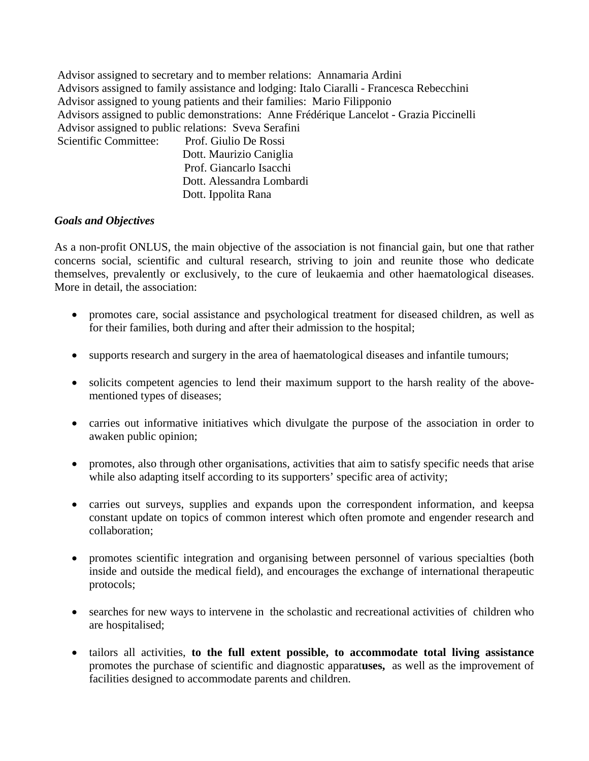Advisor assigned to secretary and to member relations: Annamaria Ardini
Advisors assigned to family assistance and lodging: Italo Ciaralli - Francesca Rebecchini
Advisor assigned to young patients and their families: Mario Filipponio
Advisors assigned to public demonstrations: Anne Frédérique Lancelot - Grazia Piccinelli
Advisor assigned to public relations: Sveva Serafini
Scientific Committee: Prof. Giulio De Rossi
Dott. Maurizio Caniglia
Prof. Giancarlo Isacchi
Dott. Alessandra Lombardi
Dott. Ippolita Rana

***Goals and Objectives***

As a non-profit ONLUS, the main objective of the association is not financial gain, but one that rather concerns social, scientific and cultural research, striving to join and reunite those who dedicate themselves, prevalently or exclusively, to the cure of leukaemia and other haematological diseases. More in detail, the association:

- promotes care, social assistance and psychological treatment for diseased children, as well as for their families, both during and after their admission to the hospital;

- supports research and surgery in the area of haematological diseases and infantile tumours;

- solicits competent agencies to lend their maximum support to the harsh reality of the above-mentioned types of diseases;

- carries out informative initiatives which divulgate the purpose of the association in order to awaken public opinion;

- promotes, also through other organisations, activities that aim to satisfy specific needs that arise while also adapting itself according to its supporters' specific area of activity;

- carries out surveys, supplies and expands upon the correspondent information, and keepsa constant update on topics of common interest which often promote and engender research and collaboration;

- promotes scientific integration and organising between personnel of various specialties (both inside and outside the medical field), and encourages the exchange of international therapeutic protocols;

- searches for new ways to intervene in the scholastic and recreational activities of children who are hospitalised;

- tailors all activities, **to the full extent possible, to accommodate total living assistance** promotes the purchase of scientific and diagnostic apparat**uses,** as well as the improvement of facilities designed to accommodate parents and children.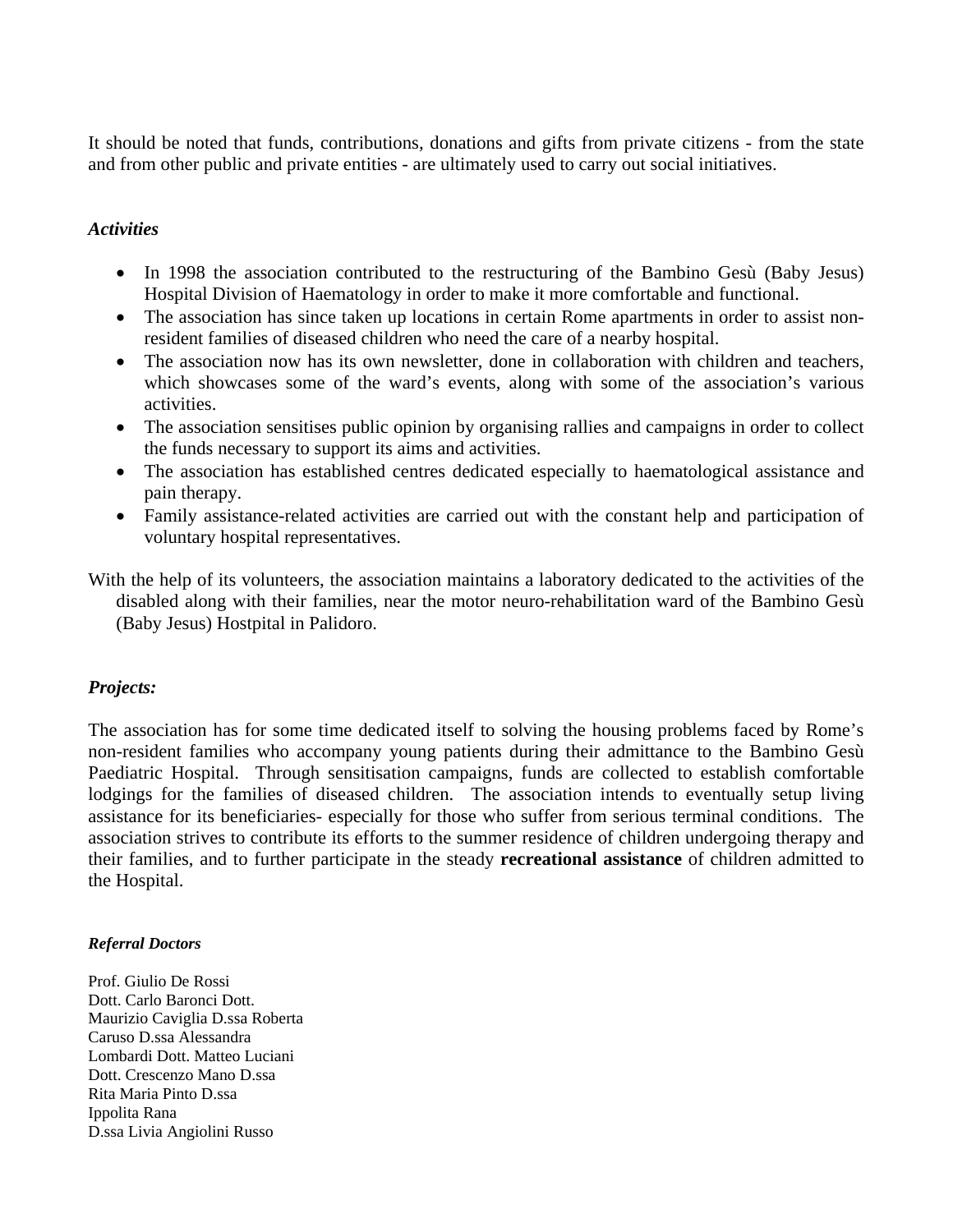It should be noted that funds, contributions, donations and gifts from private citizens - from the state and from other public and private entities - are ultimately used to carry out social initiatives.

### *Activities*

- In 1998 the association contributed to the restructuring of the Bambino Gesù (Baby Jesus) Hospital Division of Haematology in order to make it more comfortable and functional.
- The association has since taken up locations in certain Rome apartments in order to assist non-resident families of diseased children who need the care of a nearby hospital.
- The association now has its own newsletter, done in collaboration with children and teachers, which showcases some of the ward's events, along with some of the association's various activities.
- The association sensitises public opinion by organising rallies and campaigns in order to collect the funds necessary to support its aims and activities.
- The association has established centres dedicated especially to haematological assistance and pain therapy.
- Family assistance-related activities are carried out with the constant help and participation of voluntary hospital representatives.

With the help of its volunteers, the association maintains a laboratory dedicated to the activities of the disabled along with their families, near the motor neuro-rehabilitation ward of the Bambino Gesù (Baby Jesus) Hostpital in Palidoro.

### *Projects:*

The association has for some time dedicated itself to solving the housing problems faced by Rome's non-resident families who accompany young patients during their admittance to the Bambino Gesù Paediatric Hospital. Through sensitisation campaigns, funds are collected to establish comfortable lodgings for the families of diseased children. The association intends to eventually setup living assistance for its beneficiaries- especially for those who suffer from serious terminal conditions. The association strives to contribute its efforts to the summer residence of children undergoing therapy and their families, and to further participate in the steady **recreational assistance** of children admitted to the Hospital.

#### *Referral Doctors*

Prof. Giulio De Rossi
Dott. Carlo Baronci Dott.
Maurizio Caviglia D.ssa Roberta
Caruso D.ssa Alessandra
Lombardi Dott. Matteo Luciani
Dott. Crescenzo Mano D.ssa
Rita Maria Pinto D.ssa
Ippolita Rana
D.ssa Livia Angiolini Russo